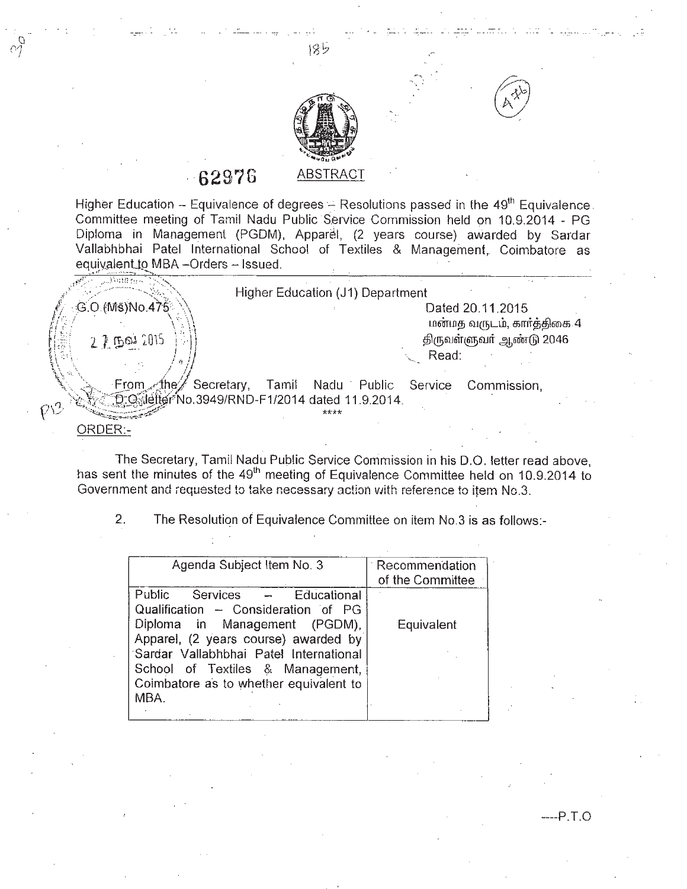62976

## ABSTRACT

Higher Education – Equivalence of degrees – Resolutions passed in the 49th Equivalence Committee meeting of Tamil Nadu Public Service Commission held on 10.9.2014 - PG Diploma in Management (PGDM), Apparel, (2 years course) awarded by Sardar Vallabhbhai Patel International School of Textiles & Management, Coimbatore as equivalent to MBA –Orders – Issued.

---

Higher Education (J1) Department

G.O.(Ms)No.475

Dated 20.11.2015
மன்மத வருடம், கார்த்திகை 4
திருவள்ளுவர் ஆண்டு 2046

Read:

From the Secretary, Tamil Nadu Public Service Commission, D.O. letter No.3949/RND-F1/2014 dated 11.9.2014.

\*\*\*\*

ORDER:-

The Secretary, Tamil Nadu Public Service Commission in his D.O. letter read above, has sent the minutes of the 49th meeting of Equivalence Committee held on 10.9.2014 to Government and requested to take necessary action with reference to item No.3.

2. The Resolution of Equivalence Committee on item No.3 is as follows:-

| Agenda Subject Item No. 3 | Recommendation of the Committee |
|---|---|
| Public Services – Educational Qualification – Consideration of PG Diploma in Management (PGDM), Apparel, (2 years course) awarded by Sardar Vallabhbhai Patel International School of Textiles & Management, Coimbatore as to whether equivalent to MBA. | Equivalent |

----P.T.O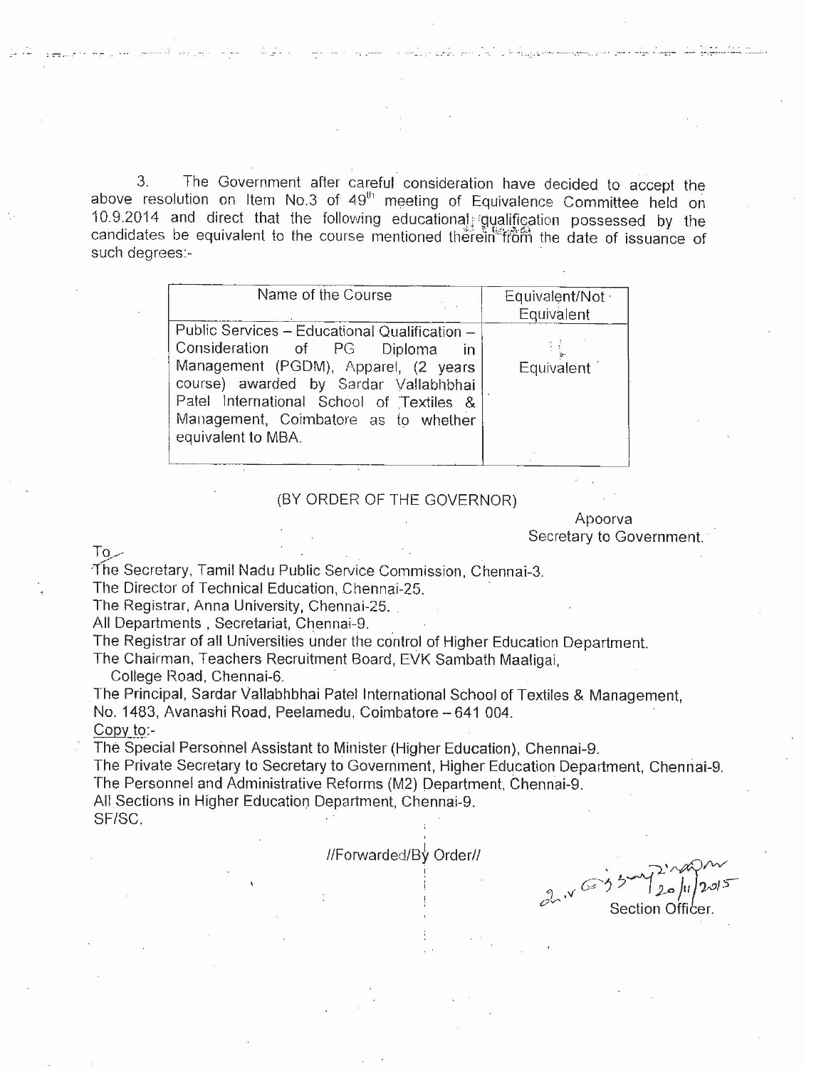3. The Government after careful consideration have decided to accept the above resolution on Item No.3 of 49th meeting of Equivalence Committee held on 10.9.2014 and direct that the following educational qualification possessed by the candidates be equivalent to the course mentioned therein from the date of issuance of such degrees:-

| Name of the Course | Equivalent/Not Equivalent |
|---|---|
| Public Services – Educational Qualification – Consideration of PG Diploma in Management (PGDM), Apparel, (2 years course) awarded by Sardar Vallabhbhai Patel International School of Textiles & Management, Coimbatore as to whether equivalent to MBA. | Equivalent |

(BY ORDER OF THE GOVERNOR)

Apoorva
Secretary to Government.

To

The Secretary, Tamil Nadu Public Service Commission, Chennai-3.
The Director of Technical Education, Chennai-25.
The Registrar, Anna University, Chennai-25.
All Departments , Secretariat, Chennai-9.
The Registrar of all Universities under the control of Higher Education Department.
The Chairman, Teachers Recruitment Board, EVK Sambath Maaligai, College Road, Chennai-6.
The Principal, Sardar Vallabhbhai Patel International School of Textiles & Management, No. 1483, Avanashi Road, Peelamedu, Coimbatore – 641 004.

Copy to:-

The Special Personnel Assistant to Minister (Higher Education), Chennai-9.
The Private Secretary to Secretary to Government, Higher Education Department, Chennai-9.
The Personnel and Administrative Reforms (M2) Department, Chennai-9.
All Sections in Higher Education Department, Chennai-9.
SF/SC.

//Forwarded/By Order//

20/11/2015
Section Officer.